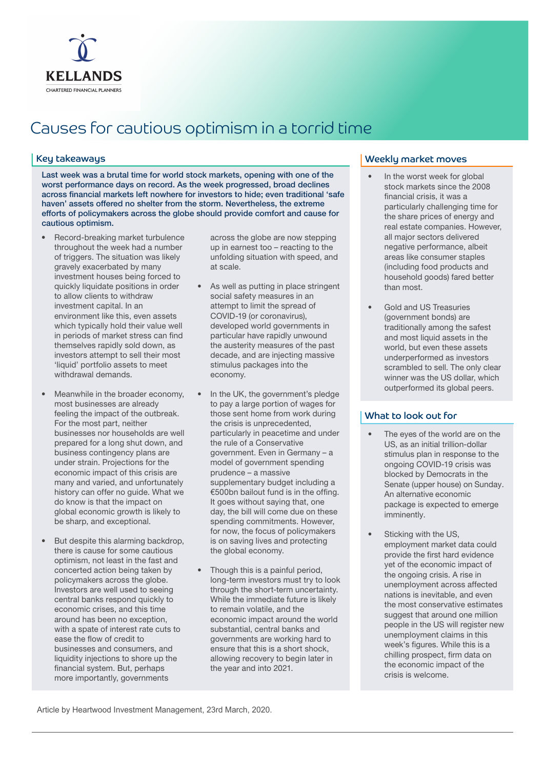KELLANDS

CHARTERED FINANCIAL PLANNERS

# Causes for cautious optimism in a torrid time

## Key takeaways

**Last week was a brutal time for world stock markets, opening with one of the worst performance days on record. As the week progressed, broad declines across financial markets left nowhere for investors to hide; even traditional 'safe haven' assets offered no shelter from the storm. Nevertheless, the extreme efforts of policymakers across the globe should provide comfort and cause for cautious optimism.**

- Record-breaking market turbulence throughout the week had a number of triggers. The situation was likely gravely exacerbated by many investment houses being forced to quickly liquidate positions in order to allow clients to withdraw investment capital. In an environment like this, even assets which typically hold their value well in periods of market stress can find themselves rapidly sold down, as investors attempt to sell their most 'liquid' portfolio assets to meet withdrawal demands.

- Meanwhile in the broader economy, most businesses are already feeling the impact of the outbreak. For the most part, neither businesses nor households are well prepared for a long shut down, and business contingency plans are under strain. Projections for the economic impact of this crisis are many and varied, and unfortunately history can offer no guide. What we do know is that the impact on global economic growth is likely to be sharp, and exceptional.

- But despite this alarming backdrop, there is cause for some cautious optimism, not least in the fast and concerted action being taken by policymakers across the globe. Investors are well used to seeing central banks respond quickly to economic crises, and this time around has been no exception, with a spate of interest rate cuts to ease the flow of credit to businesses and consumers, and liquidity injections to shore up the financial system. But, perhaps more importantly, governments across the globe are now stepping up in earnest too – reacting to the unfolding situation with speed, and at scale.

- As well as putting in place stringent social safety measures in an attempt to limit the spread of COVID-19 (or coronavirus), developed world governments in particular have rapidly unwound the austerity measures of the past decade, and are injecting massive stimulus packages into the economy.

- In the UK, the government's pledge to pay a large portion of wages for those sent home from work during the crisis is unprecedented, particularly in peacetime and under the rule of a Conservative government. Even in Germany – a model of government spending prudence – a massive supplementary budget including a €500bn bailout fund is in the offing. It goes without saying that, one day, the bill will come due on these spending commitments. However, for now, the focus of policymakers is on saving lives and protecting the global economy.

- Though this is a painful period, long-term investors must try to look through the short-term uncertainty. While the immediate future is likely to remain volatile, and the economic impact around the world substantial, central banks and governments are working hard to ensure that this is a short shock, allowing recovery to begin later in the year and into 2021.

## Weekly market moves

- In the worst week for global stock markets since the 2008 financial crisis, it was a particularly challenging time for the share prices of energy and real estate companies. However, all major sectors delivered negative performance, albeit areas like consumer staples (including food products and household goods) fared better than most.

- Gold and US Treasuries (government bonds) are traditionally among the safest and most liquid assets in the world, but even these assets underperformed as investors scrambled to sell. The only clear winner was the US dollar, which outperformed its global peers.

## What to look out for

- The eyes of the world are on the US, as an initial trillion-dollar stimulus plan in response to the ongoing COVID-19 crisis was blocked by Democrats in the Senate (upper house) on Sunday. An alternative economic package is expected to emerge imminently.

- Sticking with the US, employment market data could provide the first hard evidence yet of the economic impact of the ongoing crisis. A rise in unemployment across affected nations is inevitable, and even the most conservative estimates suggest that around one million people in the US will register new unemployment claims in this week's figures. While this is a chilling prospect, firm data on the economic impact of the crisis is welcome.

Article by Heartwood Investment Management, 23rd March, 2020.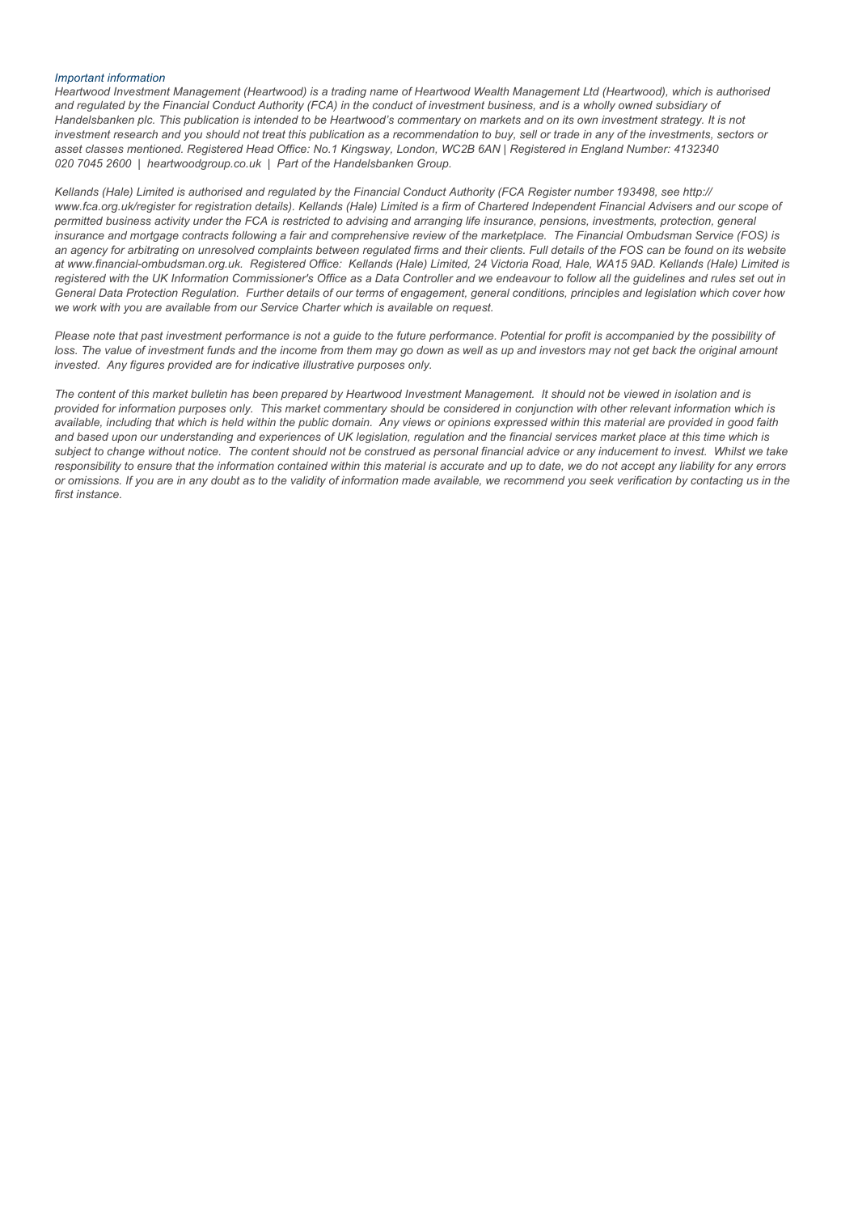*Important information*

*Heartwood Investment Management (Heartwood) is a trading name of Heartwood Wealth Management Ltd (Heartwood), which is authorised and regulated by the Financial Conduct Authority (FCA) in the conduct of investment business, and is a wholly owned subsidiary of Handelsbanken plc. This publication is intended to be Heartwood's commentary on markets and on its own investment strategy. It is not investment research and you should not treat this publication as a recommendation to buy, sell or trade in any of the investments, sectors or asset classes mentioned. Registered Head Office: No.1 Kingsway, London, WC2B 6AN | Registered in England Number: 4132340 020 7045 2600 | heartwoodgroup.co.uk | Part of the Handelsbanken Group.*

*Kellands (Hale) Limited is authorised and regulated by the Financial Conduct Authority (FCA Register number 193498, see http://www.fca.org.uk/register for registration details). Kellands (Hale) Limited is a firm of Chartered Independent Financial Advisers and our scope of permitted business activity under the FCA is restricted to advising and arranging life insurance, pensions, investments, protection, general insurance and mortgage contracts following a fair and comprehensive review of the marketplace. The Financial Ombudsman Service (FOS) is an agency for arbitrating on unresolved complaints between regulated firms and their clients. Full details of the FOS can be found on its website at www.financial-ombudsman.org.uk. Registered Office: Kellands (Hale) Limited, 24 Victoria Road, Hale, WA15 9AD. Kellands (Hale) Limited is registered with the UK Information Commissioner's Office as a Data Controller and we endeavour to follow all the guidelines and rules set out in General Data Protection Regulation. Further details of our terms of engagement, general conditions, principles and legislation which cover how we work with you are available from our Service Charter which is available on request.*

*Please note that past investment performance is not a guide to the future performance. Potential for profit is accompanied by the possibility of loss. The value of investment funds and the income from them may go down as well as up and investors may not get back the original amount invested. Any figures provided are for indicative illustrative purposes only.*

*The content of this market bulletin has been prepared by Heartwood Investment Management. It should not be viewed in isolation and is provided for information purposes only. This market commentary should be considered in conjunction with other relevant information which is available, including that which is held within the public domain. Any views or opinions expressed within this material are provided in good faith and based upon our understanding and experiences of UK legislation, regulation and the financial services market place at this time which is subject to change without notice. The content should not be construed as personal financial advice or any inducement to invest. Whilst we take responsibility to ensure that the information contained within this material is accurate and up to date, we do not accept any liability for any errors or omissions. If you are in any doubt as to the validity of information made available, we recommend you seek verification by contacting us in the first instance.*